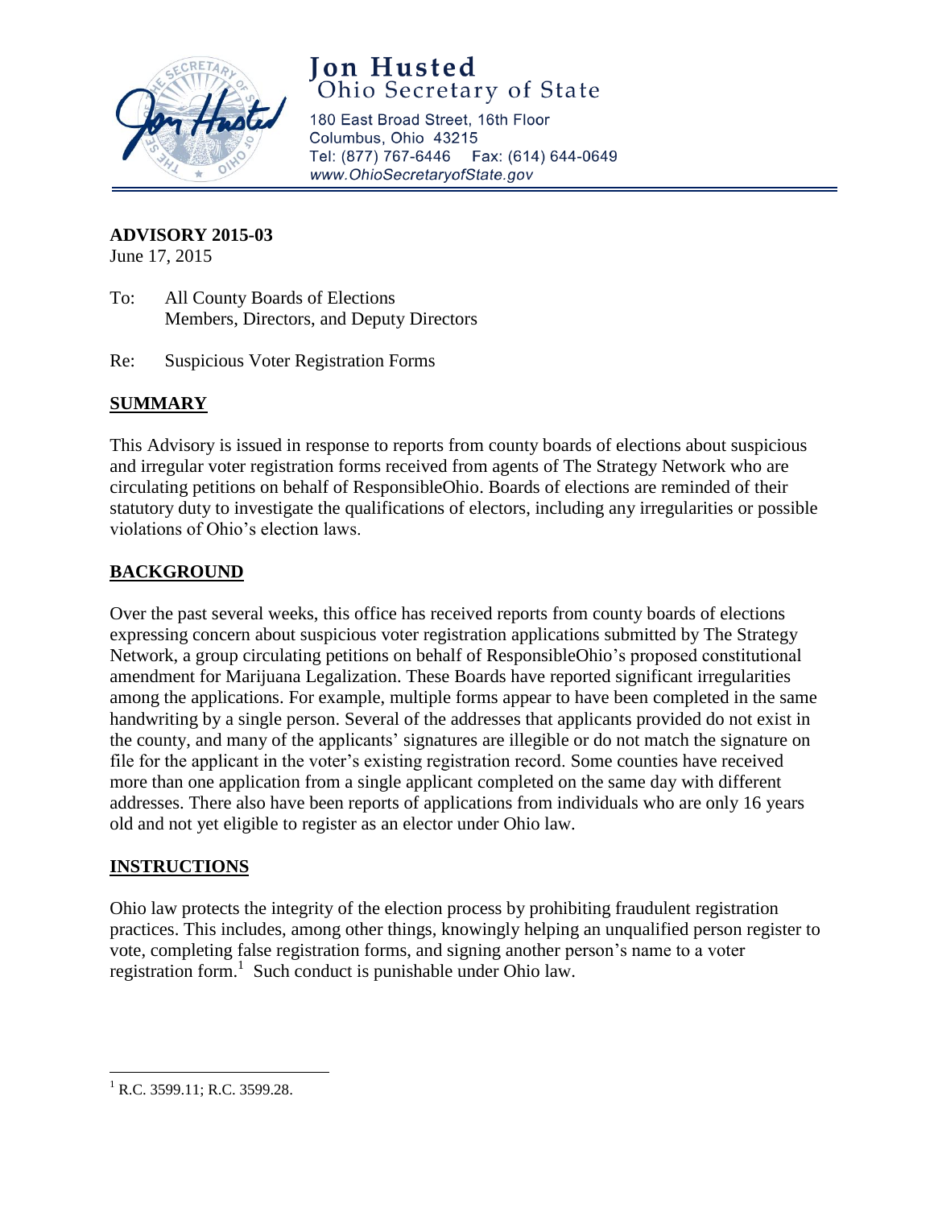# Jon Husted
## Ohio Secretary of State

180 East Broad Street, 16th Floor
Columbus, Ohio 43215
Tel: (877) 767-6446 Fax: (614) 644-0649
*www.OhioSecretaryofState.gov*

---

**ADVISORY 2015-03**
June 17, 2015

To: All County Boards of Elections
Members, Directors, and Deputy Directors

Re: Suspicious Voter Registration Forms

## SUMMARY

This Advisory is issued in response to reports from county boards of elections about suspicious and irregular voter registration forms received from agents of The Strategy Network who are circulating petitions on behalf of ResponsibleOhio. Boards of elections are reminded of their statutory duty to investigate the qualifications of electors, including any irregularities or possible violations of Ohio's election laws.

## BACKGROUND

Over the past several weeks, this office has received reports from county boards of elections expressing concern about suspicious voter registration applications submitted by The Strategy Network, a group circulating petitions on behalf of ResponsibleOhio's proposed constitutional amendment for Marijuana Legalization. These Boards have reported significant irregularities among the applications. For example, multiple forms appear to have been completed in the same handwriting by a single person. Several of the addresses that applicants provided do not exist in the county, and many of the applicants' signatures are illegible or do not match the signature on file for the applicant in the voter's existing registration record. Some counties have received more than one application from a single applicant completed on the same day with different addresses. There also have been reports of applications from individuals who are only 16 years old and not yet eligible to register as an elector under Ohio law.

## INSTRUCTIONS

Ohio law protects the integrity of the election process by prohibiting fraudulent registration practices. This includes, among other things, knowingly helping an unqualified person register to vote, completing false registration forms, and signing another person's name to a voter registration form.[1] Such conduct is punishable under Ohio law.

---

[1] R.C. 3599.11; R.C. 3599.28.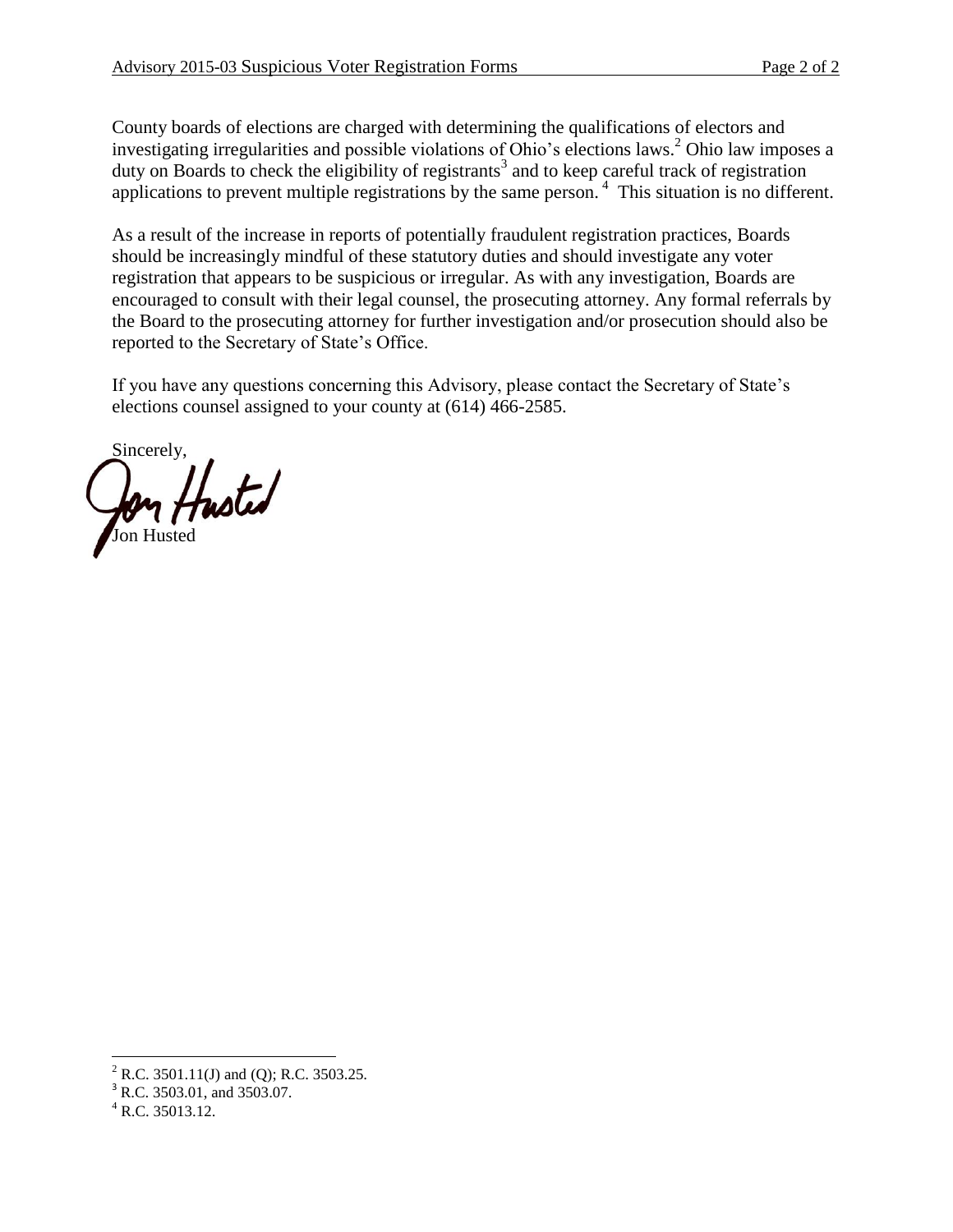County boards of elections are charged with determining the qualifications of electors and investigating irregularities and possible violations of Ohio's elections laws.[2] Ohio law imposes a duty on Boards to check the eligibility of registrants[3] and to keep careful track of registration applications to prevent multiple registrations by the same person.[4] This situation is no different.

As a result of the increase in reports of potentially fraudulent registration practices, Boards should be increasingly mindful of these statutory duties and should investigate any voter registration that appears to be suspicious or irregular. As with any investigation, Boards are encouraged to consult with their legal counsel, the prosecuting attorney. Any formal referrals by the Board to the prosecuting attorney for further investigation and/or prosecution should also be reported to the Secretary of State's Office.

If you have any questions concerning this Advisory, please contact the Secretary of State's elections counsel assigned to your county at (614) 466-2585.

Sincerely,

Jon Husted

---

[2] R.C. 3501.11(J) and (Q); R.C. 3503.25.

[3] R.C. 3503.01, and 3503.07.

[4] R.C. 35013.12.